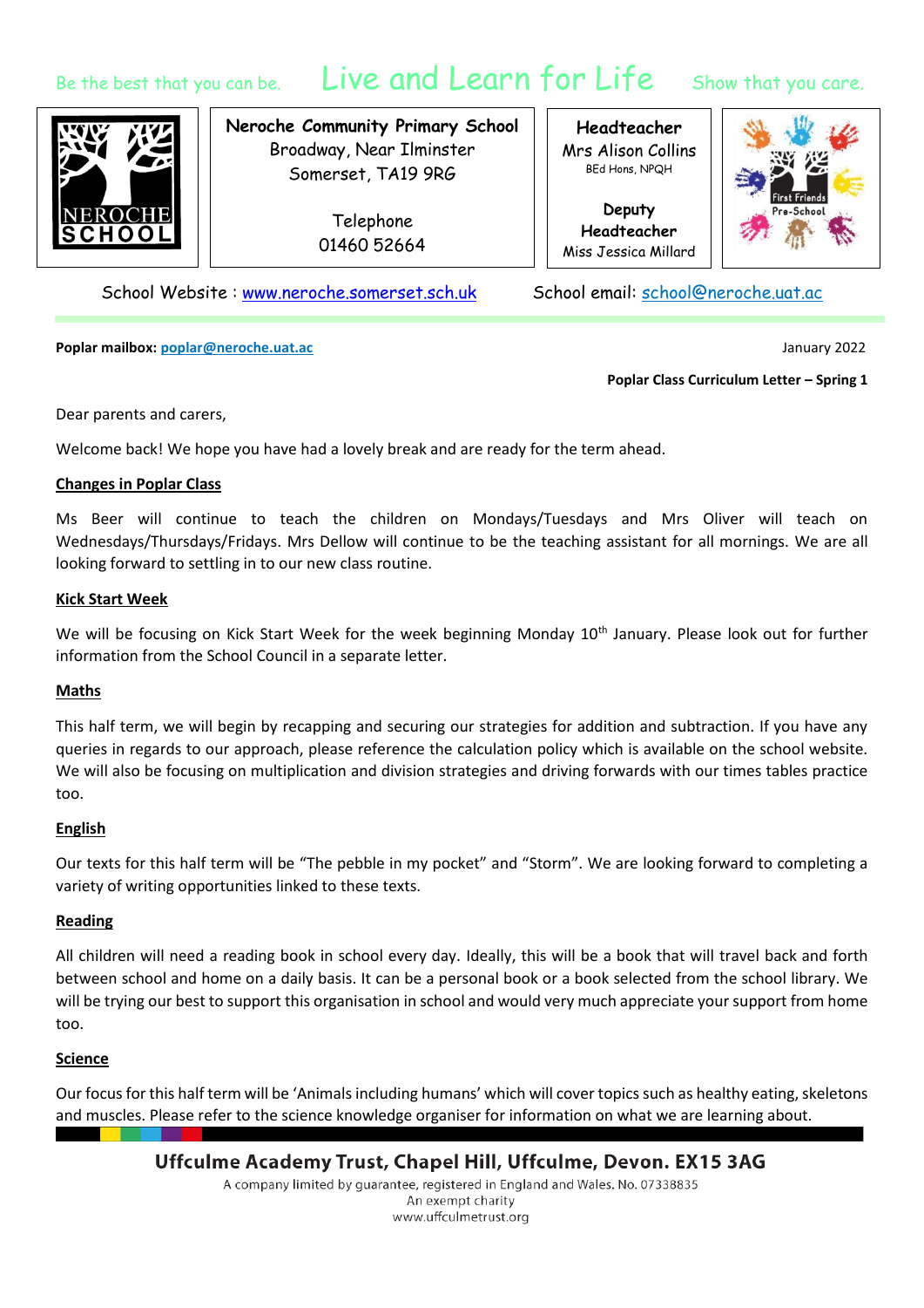Be the best that you can be. **Live and Learn for Life** Show that you care.

**Neroche Community Primary School**
Broadway, Near Ilminster
Somerset, TA19 9RG

Telephone
01460 52664

**Headteacher**
Mrs Alison Collins
BEd Hons, NPQH

**Deputy Headteacher**
Miss Jessica Millard

School Website : www.neroche.somerset.sch.uk School email: school@neroche.uat.ac

**Poplar mailbox: poplar@neroche.uat.ac**

January 2022

**Poplar Class Curriculum Letter – Spring 1**

Dear parents and carers,

Welcome back! We hope you have had a lovely break and are ready for the term ahead.

**Changes in Poplar Class**

Ms Beer will continue to teach the children on Mondays/Tuesdays and Mrs Oliver will teach on Wednesdays/Thursdays/Fridays. Mrs Dellow will continue to be the teaching assistant for all mornings. We are all looking forward to settling in to our new class routine.

**Kick Start Week**

We will be focusing on Kick Start Week for the week beginning Monday 10th January. Please look out for further information from the School Council in a separate letter.

**Maths**

This half term, we will begin by recapping and securing our strategies for addition and subtraction. If you have any queries in regards to our approach, please reference the calculation policy which is available on the school website. We will also be focusing on multiplication and division strategies and driving forwards with our times tables practice too.

**English**

Our texts for this half term will be "The pebble in my pocket" and "Storm". We are looking forward to completing a variety of writing opportunities linked to these texts.

**Reading**

All children will need a reading book in school every day. Ideally, this will be a book that will travel back and forth between school and home on a daily basis. It can be a personal book or a book selected from the school library. We will be trying our best to support this organisation in school and would very much appreciate your support from home too.

**Science**

Our focus for this half term will be 'Animals including humans' which will cover topics such as healthy eating, skeletons and muscles. Please refer to the science knowledge organiser for information on what we are learning about.

**Uffculme Academy Trust, Chapel Hill, Uffculme, Devon. EX15 3AG**
A company limited by guarantee, registered in England and Wales. No. 07338835
An exempt charity
www.uffculmetrust.org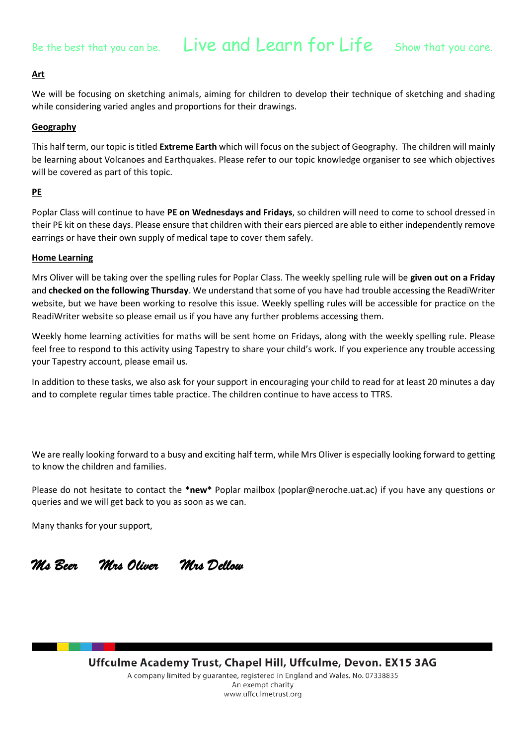Be the best that you can be. Live and Learn for Life Show that you care.

**Art**

We will be focusing on sketching animals, aiming for children to develop their technique of sketching and shading while considering varied angles and proportions for their drawings.

**Geography**

This half term, our topic is titled **Extreme Earth** which will focus on the subject of Geography. The children will mainly be learning about Volcanoes and Earthquakes. Please refer to our topic knowledge organiser to see which objectives will be covered as part of this topic.

**PE**

Poplar Class will continue to have **PE on Wednesdays and Fridays**, so children will need to come to school dressed in their PE kit on these days. Please ensure that children with their ears pierced are able to either independently remove earrings or have their own supply of medical tape to cover them safely.

**Home Learning**

Mrs Oliver will be taking over the spelling rules for Poplar Class. The weekly spelling rule will be **given out on a Friday** and **checked on the following Thursday**. We understand that some of you have had trouble accessing the ReadiWriter website, but we have been working to resolve this issue. Weekly spelling rules will be accessible for practice on the ReadiWriter website so please email us if you have any further problems accessing them.

Weekly home learning activities for maths will be sent home on Fridays, along with the weekly spelling rule. Please feel free to respond to this activity using Tapestry to share your child's work. If you experience any trouble accessing your Tapestry account, please email us.

In addition to these tasks, we also ask for your support in encouraging your child to read for at least 20 minutes a day and to complete regular times table practice. The children continue to have access to TTRS.

We are really looking forward to a busy and exciting half term, while Mrs Oliver is especially looking forward to getting to know the children and families.

Please do not hesitate to contact the ***new*** Poplar mailbox (poplar@neroche.uat.ac) if you have any questions or queries and we will get back to you as soon as we can.

Many thanks for your support,

*Ms Beer Mrs Oliver Mrs Dellow*

**Uffculme Academy Trust, Chapel Hill, Uffculme, Devon. EX15 3AG**

A company limited by guarantee, registered in England and Wales. No. 07338835
An exempt charity
www.uffculmetrust.org